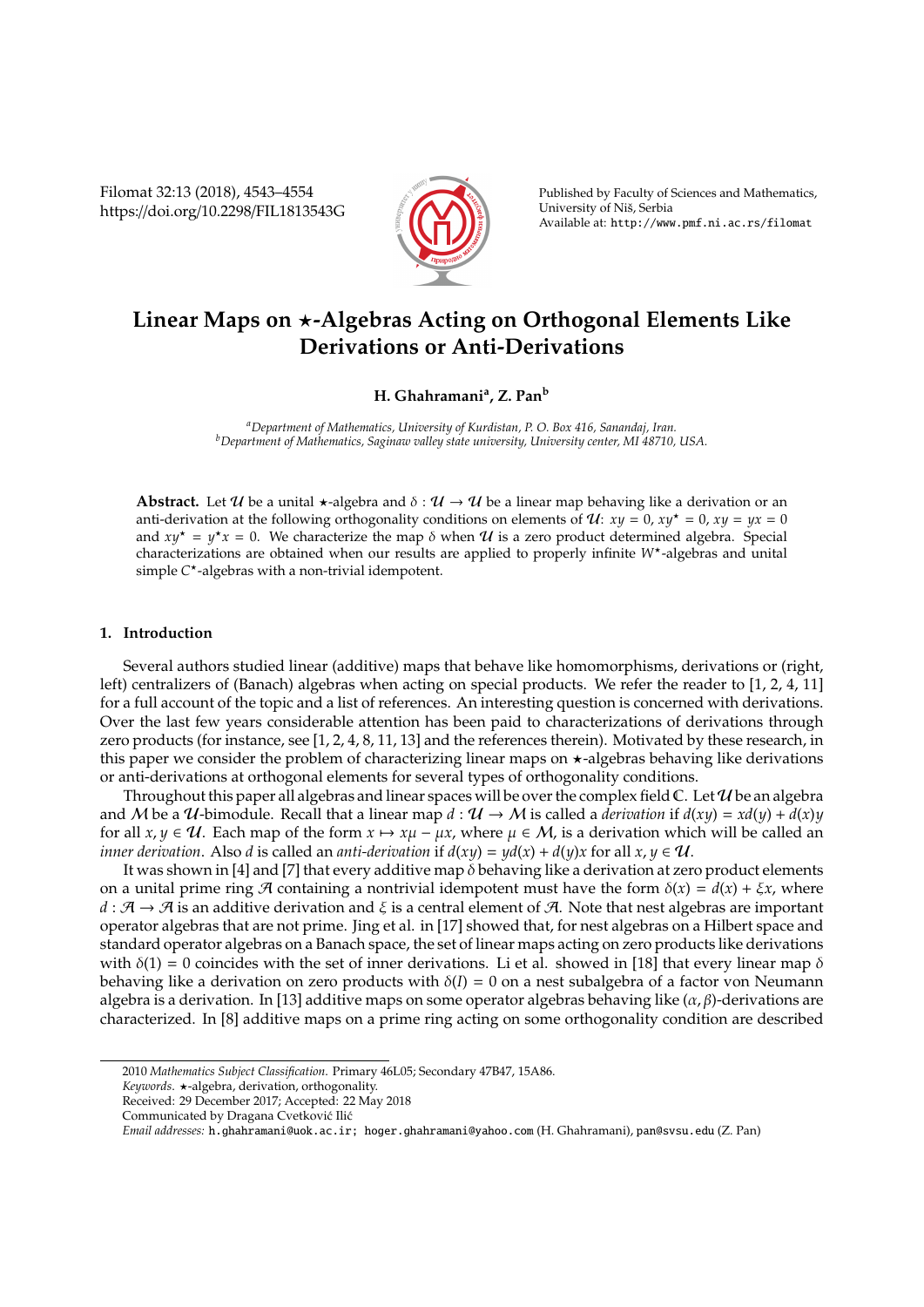# Linear Maps on $\star$-Algebras Acting on Orthogonal Elements Like Derivations or Anti-Derivations

**H. Ghahramani[a], Z. Pan[b]**

[a]*Department of Mathematics, University of Kurdistan, P. O. Box 416, Sanandaj, Iran.*
[b]*Department of Mathematics, Saginaw valley state university, University center, MI 48710, USA.*

**Abstract.** Let $\mathcal{U}$ be a unital $\star$-algebra and $\delta : \mathcal{U} \to \mathcal{U}$ be a linear map behaving like a derivation or an anti-derivation at the following orthogonality conditions on elements of $\mathcal{U}$: $xy = 0$, $xy^\star = 0$, $xy = yx = 0$ and $xy^\star = y^\star x = 0$. We characterize the map $\delta$ when $\mathcal{U}$ is a zero product determined algebra. Special characterizations are obtained when our results are applied to properly infinite $W^\star$-algebras and unital simple $C^\star$-algebras with a non-trivial idempotent.

## 1. Introduction

Several authors studied linear (additive) maps that behave like homomorphisms, derivations or (right, left) centralizers of (Banach) algebras when acting on special products. We refer the reader to [1, 2, 4, 11] for a full account of the topic and a list of references. An interesting question is concerned with derivations. Over the last few years considerable attention has been paid to characterizations of derivations through zero products (for instance, see [1, 2, 4, 8, 11, 13] and the references therein). Motivated by these research, in this paper we consider the problem of characterizing linear maps on $\star$-algebras behaving like derivations or anti-derivations at orthogonal elements for several types of orthogonality conditions.

Throughout this paper all algebras and linear spaces will be over the complex field $\mathbb{C}$. Let $\mathcal{U}$ be an algebra and $\mathcal{M}$ be a $\mathcal{U}$-bimodule. Recall that a linear map $d : \mathcal{U} \to \mathcal{M}$ is called a *derivation* if $d(xy) = xd(y) + d(x)y$ for all $x, y \in \mathcal{U}$. Each map of the form $x \mapsto x\mu - \mu x$, where $\mu \in \mathcal{M}$, is a derivation which will be called an *inner derivation*. Also $d$ is called an *anti-derivation* if $d(xy) = yd(x) + d(y)x$ for all $x, y \in \mathcal{U}$.

It was shown in [4] and [7] that every additive map $\delta$ behaving like a derivation at zero product elements on a unital prime ring $\mathcal{A}$ containing a nontrivial idempotent must have the form $\delta(x) = d(x) + \xi x$, where $d : \mathcal{A} \to \mathcal{A}$ is an additive derivation and $\xi$ is a central element of $\mathcal{A}$. Note that nest algebras are important operator algebras that are not prime. Jing et al. in [17] showed that, for nest algebras on a Hilbert space and standard operator algebras on a Banach space, the set of linear maps acting on zero products like derivations with $\delta(1) = 0$ coincides with the set of inner derivations. Li et al. showed in [18] that every linear map $\delta$ behaving like a derivation on zero products with $\delta(I) = 0$ on a nest subalgebra of a factor von Neumann algebra is a derivation. In [13] additive maps on some operator algebras behaving like $(\alpha, \beta)$-derivations are characterized. In [8] additive maps on a prime ring acting on some orthogonality condition are described

2010 *Mathematics Subject Classification*. Primary 46L05; Secondary 47B47, 15A86.
*Keywords*. $\star$-algebra, derivation, orthogonality.
Received: 29 December 2017; Accepted: 22 May 2018
Communicated by Dragana Cvetković Ilić
*Email addresses:* h.ghahramani@uok.ac.ir; hoger.ghahramani@yahoo.com (H. Ghahramani), pan@svsu.edu (Z. Pan)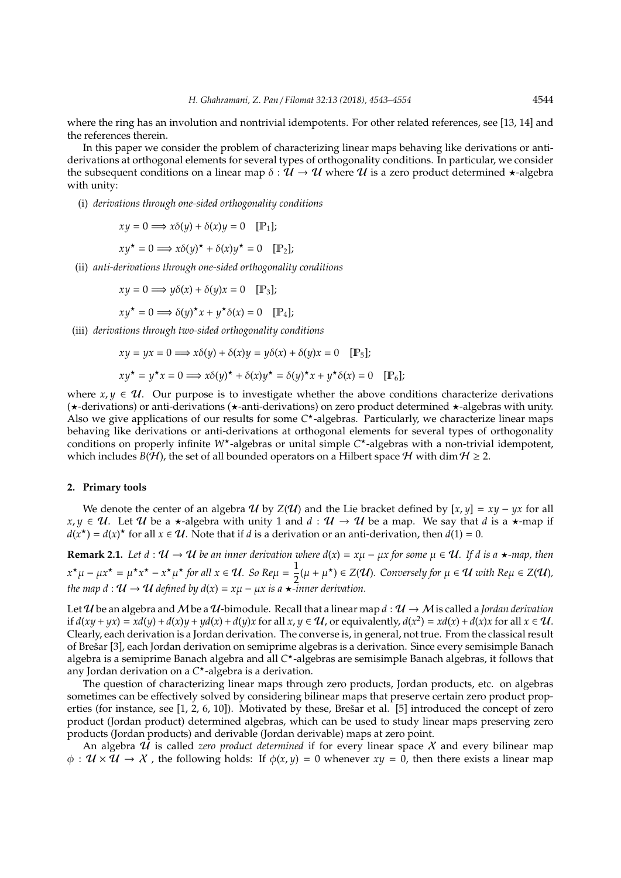where the ring has an involution and nontrivial idempotents. For other related references, see [13, 14] and the references therein.

In this paper we consider the problem of characterizing linear maps behaving like derivations or anti-derivations at orthogonal elements for several types of orthogonality conditions. In particular, we consider the subsequent conditions on a linear map $\delta : \mathcal{U} \to \mathcal{U}$ where $\mathcal{U}$ is a zero product determined $\star$-algebra with unity:

(i) *derivations through one-sided orthogonality conditions*

$$xy = 0 \Longrightarrow x\delta(y) + \delta(x)y = 0 \quad [\mathbb{P}_1];$$

$$xy^\star = 0 \Longrightarrow x\delta(y)^\star + \delta(x)y^\star = 0 \quad [\mathbb{P}_2];$$

(ii) *anti-derivations through one-sided orthogonality conditions*

$$xy = 0 \Longrightarrow y\delta(x) + \delta(y)x = 0 \quad [\mathbb{P}_3];$$

$$xy^\star = 0 \Longrightarrow \delta(y)^\star x + y^\star\delta(x) = 0 \quad [\mathbb{P}_4];$$

(iii) *derivations through two-sided orthogonality conditions*

$$xy = yx = 0 \Longrightarrow x\delta(y) + \delta(x)y = y\delta(x) + \delta(y)x = 0 \quad [\mathbb{P}_5];$$

$$xy^\star = y^\star x = 0 \Longrightarrow x\delta(y)^\star + \delta(x)y^\star = \delta(y)^\star x + y^\star\delta(x) = 0 \quad [\mathbb{P}_6];$$

where $x, y \in \mathcal{U}$. Our purpose is to investigate whether the above conditions characterize derivations ($\star$-derivations) or anti-derivations ($\star$-anti-derivations) on zero product determined $\star$-algebras with unity. Also we give applications of our results for some $C^\star$-algebras. Particularly, we characterize linear maps behaving like derivations or anti-derivations at orthogonal elements for several types of orthogonality conditions on properly infinite $W^\star$-algebras or unital simple $C^\star$-algebras with a non-trivial idempotent, which includes $B(\mathcal{H})$, the set of all bounded operators on a Hilbert space $\mathcal{H}$ with $\dim \mathcal{H} \geq 2$.

## 2. Primary tools

We denote the center of an algebra $\mathcal{U}$ by $Z(\mathcal{U})$ and the Lie bracket defined by $[x, y] = xy - yx$ for all $x, y \in \mathcal{U}$. Let $\mathcal{U}$ be a $\star$-algebra with unity 1 and $d : \mathcal{U} \to \mathcal{U}$ be a map. We say that $d$ is a $\star$-map if $d(x^\star) = d(x)^\star$ for all $x \in \mathcal{U}$. Note that if $d$ is a derivation or an anti-derivation, then $d(1) = 0$.

**Remark 2.1.** *Let $d : \mathcal{U} \to \mathcal{U}$ be an inner derivation where $d(x) = x\mu - \mu x$ for some $\mu \in \mathcal{U}$. If $d$ is a $\star$-map, then $x^\star\mu - \mu x^\star = \mu^\star x^\star - x^\star\mu^\star$ for all $x \in \mathcal{U}$. So $Re\mu = \frac{1}{2}(\mu + \mu^\star) \in Z(\mathcal{U})$. Conversely for $\mu \in \mathcal{U}$ with $Re\mu \in Z(\mathcal{U})$, the map $d : \mathcal{U} \to \mathcal{U}$ defined by $d(x) = x\mu - \mu x$ is a $\star$-inner derivation.*

Let $\mathcal{U}$ be an algebra and $\mathcal{M}$ be a $\mathcal{U}$-bimodule. Recall that a linear map $d : \mathcal{U} \to \mathcal{M}$ is called a *Jordan derivation* if $d(xy + yx) = xd(y) + d(x)y + yd(x) + d(y)x$ for all $x, y \in \mathcal{U}$, or equivalently, $d(x^2) = xd(x) + d(x)x$ for all $x \in \mathcal{U}$. Clearly, each derivation is a Jordan derivation. The converse is, in general, not true. From the classical result of Brešar [3], each Jordan derivation on semiprime algebras is a derivation. Since every semisimple Banach algebra is a semiprime Banach algebra and all $C^\star$-algebras are semisimple Banach algebras, it follows that any Jordan derivation on a $C^\star$-algebra is a derivation.

The question of characterizing linear maps through zero products, Jordan products, etc. on algebras sometimes can be effectively solved by considering bilinear maps that preserve certain zero product properties (for instance, see [1, 2, 6, 10]). Motivated by these, Brešar et al. [5] introduced the concept of zero product (Jordan product) determined algebras, which can be used to study linear maps preserving zero products (Jordan products) and derivable (Jordan derivable) maps at zero point.

An algebra $\mathcal{U}$ is called *zero product determined* if for every linear space $\mathcal{X}$ and every bilinear map $\phi : \mathcal{U} \times \mathcal{U} \to \mathcal{X}$ , the following holds: If $\phi(x, y) = 0$ whenever $xy = 0$, then there exists a linear map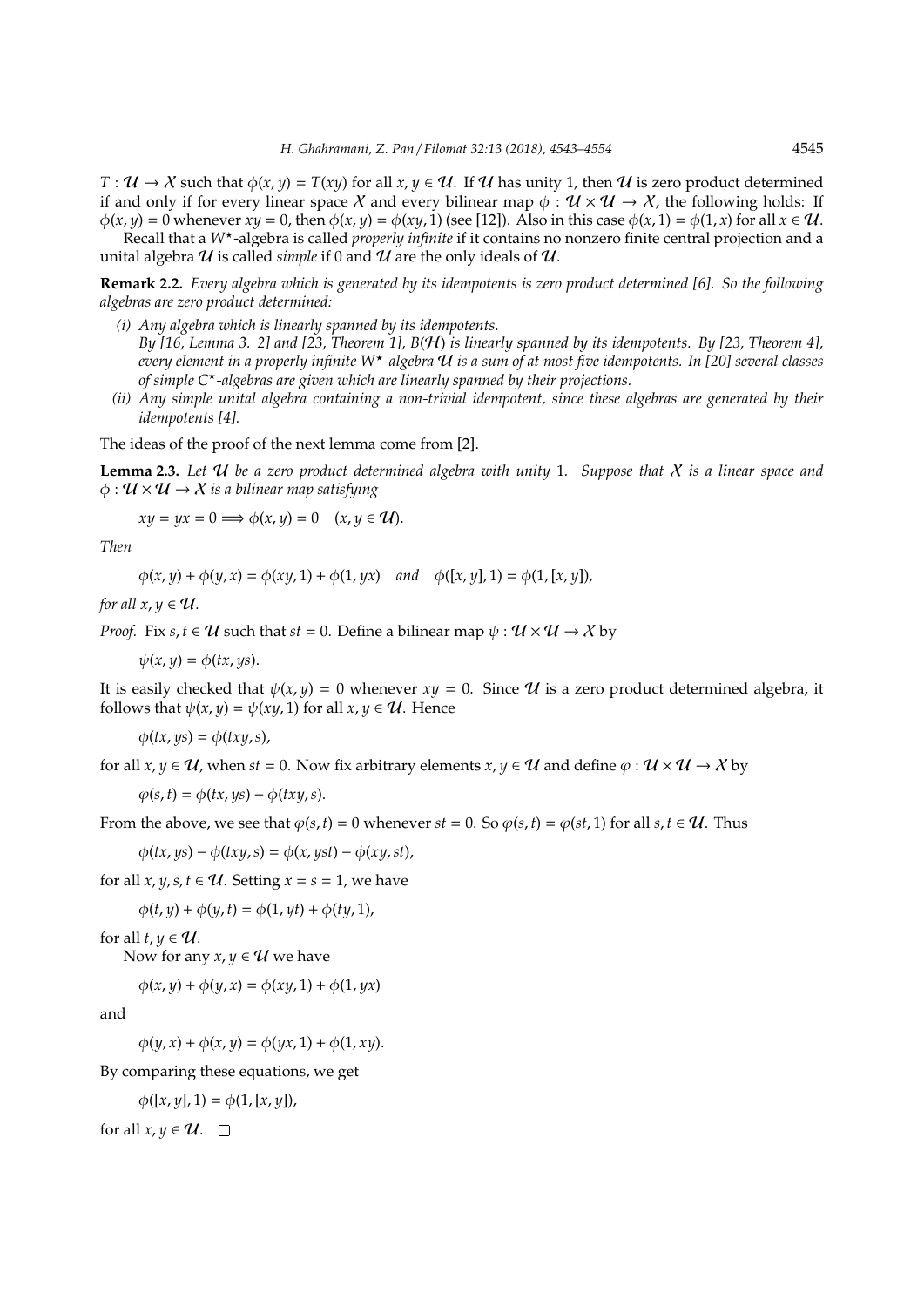$T : \mathcal{U} \to \mathcal{X}$ such that $\phi(x, y) = T(xy)$ for all $x, y \in \mathcal{U}$. If $\mathcal{U}$ has unity 1, then $\mathcal{U}$ is zero product determined if and only if for every linear space $\mathcal{X}$ and every bilinear map $\phi : \mathcal{U} \times \mathcal{U} \to \mathcal{X}$, the following holds: If $\phi(x, y) = 0$ whenever $xy = 0$, then $\phi(x, y) = \phi(xy, 1)$ (see [12]). Also in this case $\phi(x, 1) = \phi(1, x)$ for all $x \in \mathcal{U}$.

Recall that a $W^\star$-algebra is called *properly infinite* if it contains no nonzero finite central projection and a unital algebra $\mathcal{U}$ is called *simple* if 0 and $\mathcal{U}$ are the only ideals of $\mathcal{U}$.

**Remark 2.2.** *Every algebra which is generated by its idempotents is zero product determined [6]. So the following algebras are zero product determined:*

*(i) Any algebra which is linearly spanned by its idempotents.*
*By [16, Lemma 3. 2] and [23, Theorem 1], $B(\mathcal{H})$ is linearly spanned by its idempotents. By [23, Theorem 4], every element in a properly infinite $W^\star$-algebra $\mathcal{U}$ is a sum of at most five idempotents. In [20] several classes of simple $C^\star$-algebras are given which are linearly spanned by their projections.*

*(ii) Any simple unital algebra containing a non-trivial idempotent, since these algebras are generated by their idempotents [4].*

The ideas of the proof of the next lemma come from [2].

**Lemma 2.3.** *Let $\mathcal{U}$ be a zero product determined algebra with unity* 1*. Suppose that $\mathcal{X}$ is a linear space and $\phi : \mathcal{U} \times \mathcal{U} \to \mathcal{X}$ is a bilinear map satisfying*

$$xy = yx = 0 \Longrightarrow \phi(x, y) = 0 \quad (x, y \in \mathcal{U}).$$

*Then*

$$\phi(x, y) + \phi(y, x) = \phi(xy, 1) + \phi(1, yx) \quad \textit{and} \quad \phi([x, y], 1) = \phi(1, [x, y]),$$

*for all $x, y \in \mathcal{U}$.*

*Proof.* Fix $s, t \in \mathcal{U}$ such that $st = 0$. Define a bilinear map $\psi : \mathcal{U} \times \mathcal{U} \to \mathcal{X}$ by

$$\psi(x, y) = \phi(tx, ys).$$

It is easily checked that $\psi(x, y) = 0$ whenever $xy = 0$. Since $\mathcal{U}$ is a zero product determined algebra, it follows that $\psi(x, y) = \psi(xy, 1)$ for all $x, y \in \mathcal{U}$. Hence

$$\phi(tx, ys) = \phi(txy, s),$$

for all $x, y \in \mathcal{U}$, when $st = 0$. Now fix arbitrary elements $x, y \in \mathcal{U}$ and define $\varphi : \mathcal{U} \times \mathcal{U} \to \mathcal{X}$ by

$$\varphi(s, t) = \phi(tx, ys) - \phi(txy, s).$$

From the above, we see that $\varphi(s, t) = 0$ whenever $st = 0$. So $\varphi(s, t) = \varphi(st, 1)$ for all $s, t \in \mathcal{U}$. Thus

$$\phi(tx, ys) - \phi(txy, s) = \phi(x, yst) - \phi(xy, st),$$

for all $x, y, s, t \in \mathcal{U}$. Setting $x = s = 1$, we have

$$\phi(t, y) + \phi(y, t) = \phi(1, yt) + \phi(ty, 1),$$

for all $t, y \in \mathcal{U}$.

Now for any $x, y \in \mathcal{U}$ we have

$$\phi(x, y) + \phi(y, x) = \phi(xy, 1) + \phi(1, yx)$$

and

$$\phi(y, x) + \phi(x, y) = \phi(yx, 1) + \phi(1, xy).$$

By comparing these equations, we get

$$\phi([x, y], 1) = \phi(1, [x, y]),$$

for all $x, y \in \mathcal{U}$. □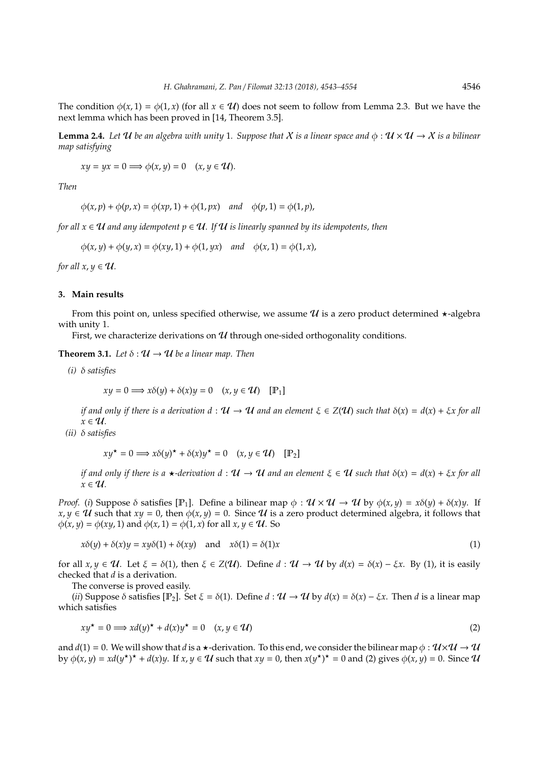The condition $\phi(x, 1) = \phi(1, x)$ (for all $x \in \mathcal{U}$) does not seem to follow from Lemma 2.3. But we have the next lemma which has been proved in [14, Theorem 3.5].

**Lemma 2.4.** *Let $\mathcal{U}$ be an algebra with unity* 1*. Suppose that $\mathcal{X}$ is a linear space and $\phi : \mathcal{U} \times \mathcal{U} \to \mathcal{X}$ is a bilinear map satisfying*

$$xy = yx = 0 \Longrightarrow \phi(x, y) = 0 \quad (x, y \in \mathcal{U}).$$

*Then*

$$\phi(x, p) + \phi(p, x) = \phi(xp, 1) + \phi(1, px) \quad \text{and} \quad \phi(p, 1) = \phi(1, p),$$

*for all $x \in \mathcal{U}$ and any idempotent $p \in \mathcal{U}$. If $\mathcal{U}$ is linearly spanned by its idempotents, then*

$$\phi(x, y) + \phi(y, x) = \phi(xy, 1) + \phi(1, yx) \quad \text{and} \quad \phi(x, 1) = \phi(1, x),$$

*for all $x, y \in \mathcal{U}$.*

## 3. Main results

From this point on, unless specified otherwise, we assume $\mathcal{U}$ is a zero product determined $\star$-algebra with unity 1.

First, we characterize derivations on $\mathcal{U}$ through one-sided orthogonality conditions.

**Theorem 3.1.** *Let $\delta : \mathcal{U} \to \mathcal{U}$ be a linear map. Then*

*(i) $\delta$ satisfies*

$$xy = 0 \Longrightarrow x\delta(y) + \delta(x)y = 0 \quad (x, y \in \mathcal{U}) \quad [\mathbb{P}_1]$$

*if and only if there is a derivation $d : \mathcal{U} \to \mathcal{U}$ and an element $\xi \in Z(\mathcal{U})$ such that $\delta(x) = d(x) + \xi x$ for all $x \in \mathcal{U}$.*

*(ii) $\delta$ satisfies*

$$xy^\star = 0 \Longrightarrow x\delta(y)^\star + \delta(x)y^\star = 0 \quad (x, y \in \mathcal{U}) \quad [\mathbb{P}_2]$$

*if and only if there is a $\star$-derivation $d : \mathcal{U} \to \mathcal{U}$ and an element $\xi \in \mathcal{U}$ such that $\delta(x) = d(x) + \xi x$ for all $x \in \mathcal{U}$.*

*Proof.* (*i*) Suppose $\delta$ satisfies $[\mathbb{P}_1]$. Define a bilinear map $\phi : \mathcal{U} \times \mathcal{U} \to \mathcal{U}$ by $\phi(x, y) = x\delta(y) + \delta(x)y$. If $x, y \in \mathcal{U}$ such that $xy = 0$, then $\phi(x, y) = 0$. Since $\mathcal{U}$ is a zero product determined algebra, it follows that $\phi(x, y) = \phi(xy, 1)$ and $\phi(x, 1) = \phi(1, x)$ for all $x, y \in \mathcal{U}$. So

$$x\delta(y) + \delta(x)y = xy\delta(1) + \delta(xy) \quad \text{and} \quad x\delta(1) = \delta(1)x \tag{1}$$

for all $x, y \in \mathcal{U}$. Let $\xi = \delta(1)$, then $\xi \in Z(\mathcal{U})$. Define $d : \mathcal{U} \to \mathcal{U}$ by $d(x) = \delta(x) - \xi x$. By (1), it is easily checked that $d$ is a derivation.

The converse is proved easily.

(*ii*) Suppose $\delta$ satisfies $[\mathbb{P}_2]$. Set $\xi = \delta(1)$. Define $d : \mathcal{U} \to \mathcal{U}$ by $d(x) = \delta(x) - \xi x$. Then $d$ is a linear map which satisfies

$$xy^\star = 0 \Longrightarrow xd(y)^\star + d(x)y^\star = 0 \quad (x, y \in \mathcal{U}) \tag{2}$$

and $d(1) = 0$. We will show that $d$ is a $\star$-derivation. To this end, we consider the bilinear map $\phi : \mathcal{U} \times \mathcal{U} \to \mathcal{U}$ by $\phi(x, y) = xd(y^\star)^\star + d(x)y$. If $x, y \in \mathcal{U}$ such that $xy = 0$, then $x(y^\star)^\star = 0$ and (2) gives $\phi(x, y) = 0$. Since $\mathcal{U}$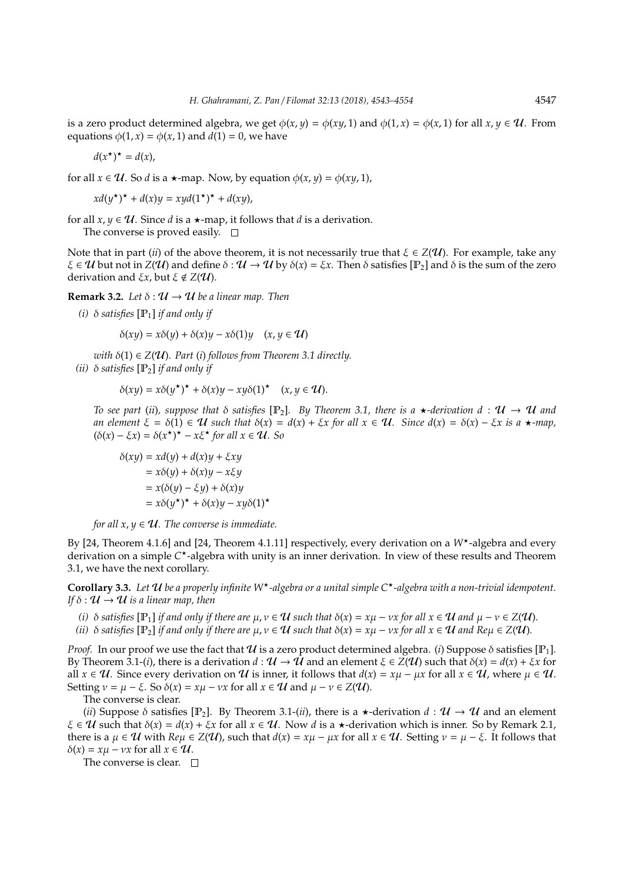is a zero product determined algebra, we get $\phi(x, y) = \phi(xy, 1)$ and $\phi(1, x) = \phi(x, 1)$ for all $x, y \in \mathcal{U}$. From equations $\phi(1, x) = \phi(x, 1)$ and $d(1) = 0$, we have

$$d(x^\star)^\star = d(x),$$

for all $x \in \mathcal{U}$. So $d$ is a $\star$-map. Now, by equation $\phi(x, y) = \phi(xy, 1)$,

$$xd(y^\star)^\star + d(x)y = xyd(1^\star)^\star + d(xy),$$

for all $x, y \in \mathcal{U}$. Since $d$ is a $\star$-map, it follows that $d$ is a derivation.

The converse is proved easily. □

Note that in part (*ii*) of the above theorem, it is not necessarily true that $\xi \in Z(\mathcal{U})$. For example, take any $\xi \in \mathcal{U}$ but not in $Z(\mathcal{U})$ and define $\delta : \mathcal{U} \to \mathcal{U}$ by $\delta(x) = \xi x$. Then $\delta$ satisfies $[\mathbb{P}_2]$ and $\delta$ is the sum of the zero derivation and $\xi x$, but $\xi \notin Z(\mathcal{U})$.

**Remark 3.2.** *Let $\delta : \mathcal{U} \to \mathcal{U}$ be a linear map. Then*

*(i) $\delta$ satisfies $[\mathbb{P}_1]$ if and only if*

$$\delta(xy) = x\delta(y) + \delta(x)y - x\delta(1)y \quad (x, y \in \mathcal{U})$$

*with $\delta(1) \in Z(\mathcal{U})$. Part (i) follows from Theorem 3.1 directly.*

*(ii) $\delta$ satisfies $[\mathbb{P}_2]$ if and only if*

$$\delta(xy) = x\delta(y^\star)^\star + \delta(x)y - xy\delta(1)^\star \quad (x, y \in \mathcal{U}).$$

*To see part (ii), suppose that $\delta$ satisfies $[\mathbb{P}_2]$. By Theorem 3.1, there is a $\star$-derivation $d : \mathcal{U} \to \mathcal{U}$ and an element $\xi = \delta(1) \in \mathcal{U}$ such that $\delta(x) = d(x) + \xi x$ for all $x \in \mathcal{U}$. Since $d(x) = \delta(x) - \xi x$ is a $\star$-map, $(\delta(x) - \xi x) = \delta(x^\star)^\star - x\xi^\star$ for all $x \in \mathcal{U}$. So*

$$\begin{aligned}
\delta(xy) &= xd(y) + d(x)y + \xi xy \\
&= x\delta(y) + \delta(x)y - x\xi y \\
&= x(\delta(y) - \xi y) + \delta(x)y \\
&= x\delta(y^\star)^\star + \delta(x)y - xy\delta(1)^\star
\end{aligned}$$

*for all $x, y \in \mathcal{U}$. The converse is immediate.*

By [24, Theorem 4.1.6] and [24, Theorem 4.1.11] respectively, every derivation on a $W^\star$-algebra and every derivation on a simple $C^\star$-algebra with unity is an inner derivation. In view of these results and Theorem 3.1, we have the next corollary.

**Corollary 3.3.** *Let $\mathcal{U}$ be a properly infinite $W^\star$-algebra or a unital simple $C^\star$-algebra with a non-trivial idempotent. If $\delta : \mathcal{U} \to \mathcal{U}$ is a linear map, then*

*(i) $\delta$ satisfies $[\mathbb{P}_1]$ if and only if there are $\mu, \nu \in \mathcal{U}$ such that $\delta(x) = x\mu - \nu x$ for all $x \in \mathcal{U}$ and $\mu - \nu \in Z(\mathcal{U})$.*

*(ii) $\delta$ satisfies $[\mathbb{P}_2]$ if and only if there are $\mu, \nu \in \mathcal{U}$ such that $\delta(x) = x\mu - \nu x$ for all $x \in \mathcal{U}$ and $Re\mu \in Z(\mathcal{U})$.*

*Proof.* In our proof we use the fact that $\mathcal{U}$ is a zero product determined algebra. (*i*) Suppose $\delta$ satisfies $[\mathbb{P}_1]$. By Theorem 3.1-(*i*), there is a derivation $d : \mathcal{U} \to \mathcal{U}$ and an element $\xi \in Z(\mathcal{U})$ such that $\delta(x) = d(x) + \xi x$ for all $x \in \mathcal{U}$. Since every derivation on $\mathcal{U}$ is inner, it follows that $d(x) = x\mu - \mu x$ for all $x \in \mathcal{U}$, where $\mu \in \mathcal{U}$. Setting $\nu = \mu - \xi$. So $\delta(x) = x\mu - \nu x$ for all $x \in \mathcal{U}$ and $\mu - \nu \in Z(\mathcal{U})$.

The converse is clear.

(*ii*) Suppose $\delta$ satisfies $[\mathbb{P}_2]$. By Theorem 3.1-(*ii*), there is a $\star$-derivation $d : \mathcal{U} \to \mathcal{U}$ and an element $\xi \in \mathcal{U}$ such that $\delta(x) = d(x) + \xi x$ for all $x \in \mathcal{U}$. Now $d$ is a $\star$-derivation which is inner. So by Remark 2.1, there is a $\mu \in \mathcal{U}$ with $Re\mu \in Z(\mathcal{U})$, such that $d(x) = x\mu - \mu x$ for all $x \in \mathcal{U}$. Setting $\nu = \mu - \xi$. It follows that $\delta(x) = x\mu - \nu x$ for all $x \in \mathcal{U}$.

The converse is clear. □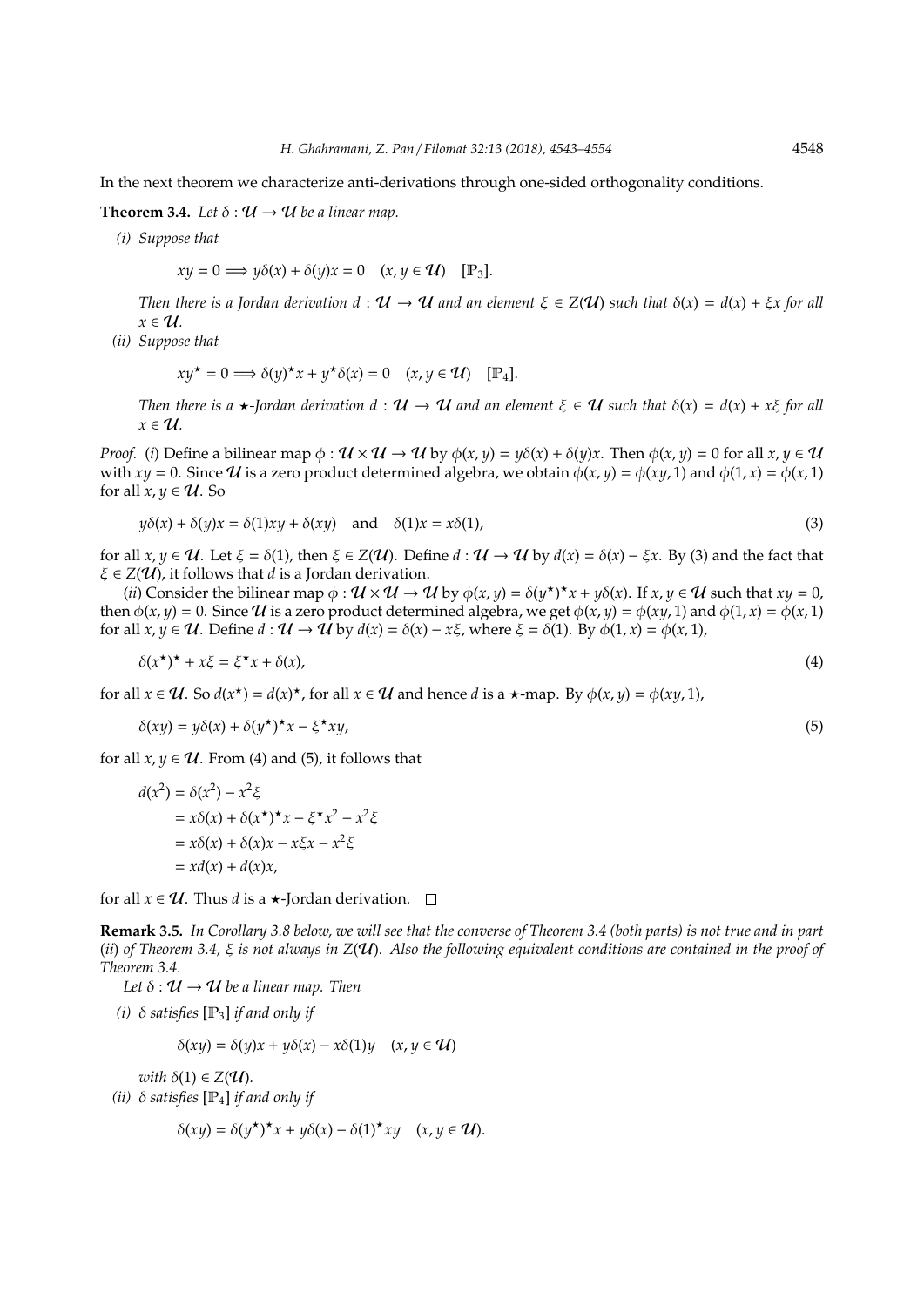In the next theorem we characterize anti-derivations through one-sided orthogonality conditions.

**Theorem 3.4.** *Let $\delta : \mathcal{U} \to \mathcal{U}$ be a linear map.*

*(i) Suppose that*

$$xy = 0 \Longrightarrow y\delta(x) + \delta(y)x = 0 \quad (x, y \in \mathcal{U}) \quad [\mathbb{P}_3].$$

*Then there is a Jordan derivation $d : \mathcal{U} \to \mathcal{U}$ and an element $\xi \in Z(\mathcal{U})$ such that $\delta(x) = d(x) + \xi x$ for all $x \in \mathcal{U}$.*

*(ii) Suppose that*

$$xy^\star = 0 \Longrightarrow \delta(y)^\star x + y^\star \delta(x) = 0 \quad (x, y \in \mathcal{U}) \quad [\mathbb{P}_4].$$

*Then there is a $\star$-Jordan derivation $d : \mathcal{U} \to \mathcal{U}$ and an element $\xi \in \mathcal{U}$ such that $\delta(x) = d(x) + x\xi$ for all $x \in \mathcal{U}$.*

*Proof.* ($i$) Define a bilinear map $\phi : \mathcal{U} \times \mathcal{U} \to \mathcal{U}$ by $\phi(x, y) = y\delta(x) + \delta(y)x$. Then $\phi(x, y) = 0$ for all $x, y \in \mathcal{U}$ with $xy = 0$. Since $\mathcal{U}$ is a zero product determined algebra, we obtain $\phi(x, y) = \phi(xy, 1)$ and $\phi(1, x) = \phi(x, 1)$ for all $x, y \in \mathcal{U}$. So

$$y\delta(x) + \delta(y)x = \delta(1)xy + \delta(xy) \quad \text{and} \quad \delta(1)x = x\delta(1), \tag{3}$$

for all $x, y \in \mathcal{U}$. Let $\xi = \delta(1)$, then $\xi \in Z(\mathcal{U})$. Define $d : \mathcal{U} \to \mathcal{U}$ by $d(x) = \delta(x) - \xi x$. By (3) and the fact that $\xi \in Z(\mathcal{U})$, it follows that $d$ is a Jordan derivation.

($ii$) Consider the bilinear map $\phi : \mathcal{U} \times \mathcal{U} \to \mathcal{U}$ by $\phi(x, y) = \delta(y^\star)^\star x + y\delta(x)$. If $x, y \in \mathcal{U}$ such that $xy = 0$, then $\phi(x, y) = 0$. Since $\mathcal{U}$ is a zero product determined algebra, we get $\phi(x, y) = \phi(xy, 1)$ and $\phi(1, x) = \phi(x, 1)$ for all $x, y \in \mathcal{U}$. Define $d : \mathcal{U} \to \mathcal{U}$ by $d(x) = \delta(x) - x\xi$, where $\xi = \delta(1)$. By $\phi(1, x) = \phi(x, 1)$,

$$\delta(x^\star)^\star + x\xi = \xi^\star x + \delta(x), \tag{4}$$

for all $x \in \mathcal{U}$. So $d(x^\star) = d(x)^\star$, for all $x \in \mathcal{U}$ and hence $d$ is a $\star$-map. By $\phi(x, y) = \phi(xy, 1)$,

$$\delta(xy) = y\delta(x) + \delta(y^\star)^\star x - \xi^\star xy, \tag{5}$$

for all $x, y \in \mathcal{U}$. From (4) and (5), it follows that

$$\begin{aligned}
d(x^2) &= \delta(x^2) - x^2\xi \\
&= x\delta(x) + \delta(x^\star)^\star x - \xi^\star x^2 - x^2\xi \\
&= x\delta(x) + \delta(x)x - x\xi x - x^2\xi \\
&= xd(x) + d(x)x,
\end{aligned}$$

for all $x \in \mathcal{U}$. Thus $d$ is a $\star$-Jordan derivation. $\square$

**Remark 3.5.** *In Corollary 3.8 below, we will see that the converse of Theorem 3.4 (both parts) is not true and in part ($ii$) of Theorem 3.4, $\xi$ is not always in $Z(\mathcal{U})$. Also the following equivalent conditions are contained in the proof of Theorem 3.4.*

*Let $\delta : \mathcal{U} \to \mathcal{U}$ be a linear map. Then*

*(i) $\delta$ satisfies $[\mathbb{P}_3]$ if and only if*

$$\delta(xy) = \delta(y)x + y\delta(x) - x\delta(1)y \quad (x, y \in \mathcal{U})$$

*with $\delta(1) \in Z(\mathcal{U})$.*

*(ii) $\delta$ satisfies $[\mathbb{P}_4]$ if and only if*

$$\delta(xy) = \delta(y^\star)^\star x + y\delta(x) - \delta(1)^\star xy \quad (x, y \in \mathcal{U}).$$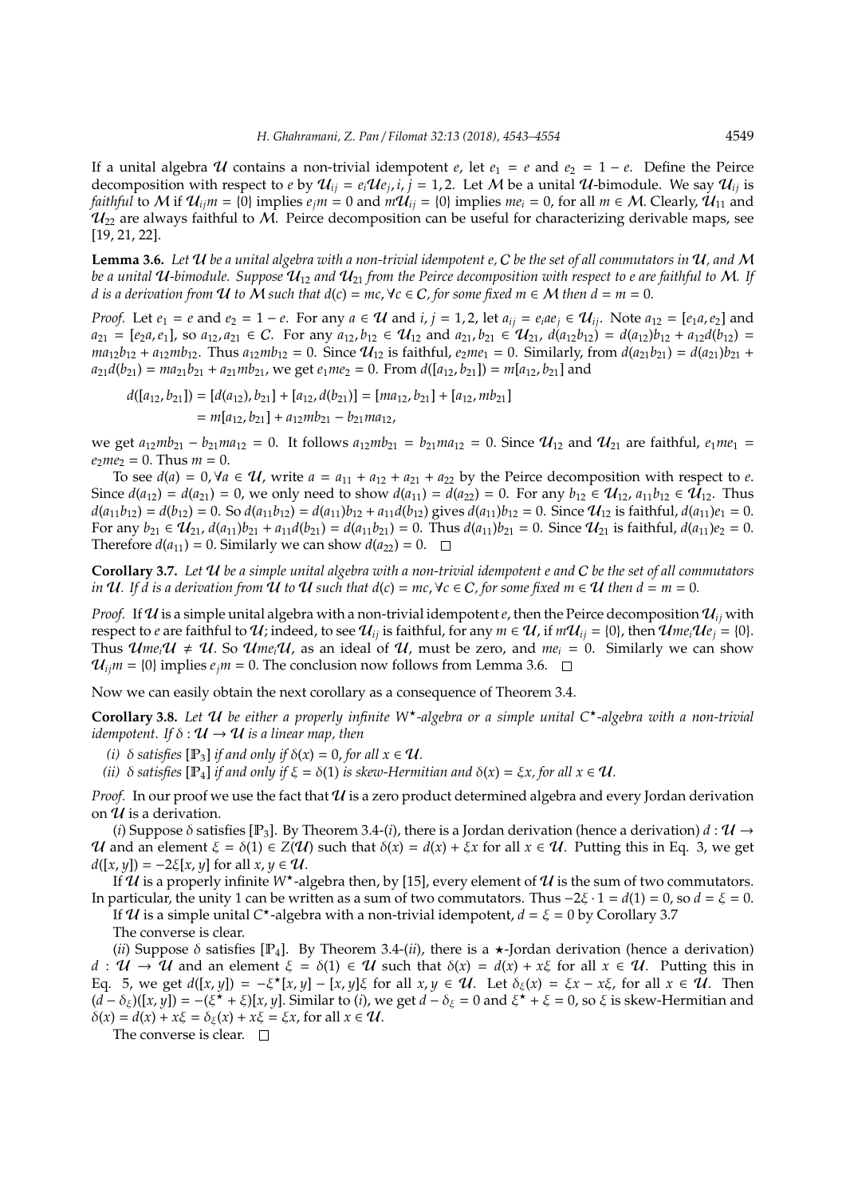If a unital algebra $\mathcal{U}$ contains a non-trivial idempotent $e$, let $e_1 = e$ and $e_2 = 1 - e$. Define the Peirce decomposition with respect to $e$ by $\mathcal{U}_{ij} = e_i \mathcal{U} e_j, i, j = 1, 2$. Let $\mathcal{M}$ be a unital $\mathcal{U}$-bimodule. We say $\mathcal{U}_{ij}$ is *faithful* to $\mathcal{M}$ if $\mathcal{U}_{ij} m = \{0\}$ implies $e_j m = 0$ and $m\mathcal{U}_{ij} = \{0\}$ implies $me_i = 0$, for all $m \in \mathcal{M}$. Clearly, $\mathcal{U}_{11}$ and $\mathcal{U}_{22}$ are always faithful to $\mathcal{M}$. Peirce decomposition can be useful for characterizing derivable maps, see [19, 21, 22].

**Lemma 3.6.** *Let $\mathcal{U}$ be a unital algebra with a non-trivial idempotent $e$, $\mathcal{C}$ be the set of all commutators in $\mathcal{U}$, and $\mathcal{M}$ be a unital $\mathcal{U}$-bimodule. Suppose $\mathcal{U}_{12}$ and $\mathcal{U}_{21}$ from the Peirce decomposition with respect to $e$ are faithful to $\mathcal{M}$. If $d$ is a derivation from $\mathcal{U}$ to $\mathcal{M}$ such that $d(c) = mc, \forall c \in \mathcal{C}$, for some fixed $m \in \mathcal{M}$ then $d = m = 0$.*

*Proof.* Let $e_1 = e$ and $e_2 = 1 - e$. For any $a \in \mathcal{U}$ and $i, j = 1, 2$, let $a_{ij} = e_i a e_j \in \mathcal{U}_{ij}$. Note $a_{12} = [e_1 a, e_2]$ and $a_{21} = [e_2 a, e_1]$, so $a_{12}, a_{21} \in \mathcal{C}$. For any $a_{12}, b_{12} \in \mathcal{U}_{12}$ and $a_{21}, b_{21} \in \mathcal{U}_{21}$, $d(a_{12}b_{12}) = d(a_{12})b_{12} + a_{12}d(b_{12}) = ma_{12}b_{12} + a_{12}mb_{12}$. Thus $a_{12}mb_{12} = 0$. Since $\mathcal{U}_{12}$ is faithful, $e_2 m e_1 = 0$. Similarly, from $d(a_{21}b_{21}) = d(a_{21})b_{21} + a_{21}d(b_{21}) = ma_{21}b_{21} + a_{21}mb_{21}$, we get $e_1 m e_2 = 0$. From $d([a_{12}, b_{21}]) = m[a_{12}, b_{21}]$ and

$$
\begin{aligned}
d([a_{12}, b_{21}]) &= [d(a_{12}), b_{21}] + [a_{12}, d(b_{21})] = [ma_{12}, b_{21}] + [a_{12}, mb_{21}] \\
&= m[a_{12}, b_{21}] + a_{12}mb_{21} - b_{21}ma_{12},
\end{aligned}
$$

we get $a_{12}mb_{21} - b_{21}ma_{12} = 0$. It follows $a_{12}mb_{21} = b_{21}ma_{12} = 0$. Since $\mathcal{U}_{12}$ and $\mathcal{U}_{21}$ are faithful, $e_1 m e_1 = e_2 m e_2 = 0$. Thus $m = 0$.

To see $d(a) = 0, \forall a \in \mathcal{U}$, write $a = a_{11} + a_{12} + a_{21} + a_{22}$ by the Peirce decomposition with respect to $e$. Since $d(a_{12}) = d(a_{21}) = 0$, we only need to show $d(a_{11}) = d(a_{22}) = 0$. For any $b_{12} \in \mathcal{U}_{12}$, $a_{11}b_{12} \in \mathcal{U}_{12}$. Thus $d(a_{11}b_{12}) = d(b_{12}) = 0$. So $d(a_{11}b_{12}) = d(a_{11})b_{12} + a_{11}d(b_{12})$ gives $d(a_{11})b_{12} = 0$. Since $\mathcal{U}_{12}$ is faithful, $d(a_{11})e_1 = 0$. For any $b_{21} \in \mathcal{U}_{21}$, $d(a_{11})b_{21} + a_{11}d(b_{21}) = d(a_{11}b_{21}) = 0$. Thus $d(a_{11})b_{21} = 0$. Since $\mathcal{U}_{21}$ is faithful, $d(a_{11})e_2 = 0$. Therefore $d(a_{11}) = 0$. Similarly we can show $d(a_{22}) = 0$. $\square$

**Corollary 3.7.** *Let $\mathcal{U}$ be a simple unital algebra with a non-trivial idempotent $e$ and $\mathcal{C}$ be the set of all commutators in $\mathcal{U}$. If $d$ is a derivation from $\mathcal{U}$ to $\mathcal{U}$ such that $d(c) = mc, \forall c \in \mathcal{C}$, for some fixed $m \in \mathcal{U}$ then $d = m = 0$.*

*Proof.* If $\mathcal{U}$ is a simple unital algebra with a non-trivial idempotent $e$, then the Peirce decomposition $\mathcal{U}_{ij}$ with respect to $e$ are faithful to $\mathcal{U}$; indeed, to see $\mathcal{U}_{ij}$ is faithful, for any $m \in \mathcal{U}$, if $m\mathcal{U}_{ij} = \{0\}$, then $\mathcal{U}me_i\mathcal{U}e_j = \{0\}$. Thus $\mathcal{U}me_i\mathcal{U} \neq \mathcal{U}$. So $\mathcal{U}me_i\mathcal{U}$, as an ideal of $\mathcal{U}$, must be zero, and $me_i = 0$. Similarly we can show $\mathcal{U}_{ij}m = \{0\}$ implies $e_j m = 0$. The conclusion now follows from Lemma 3.6. $\square$

Now we can easily obtain the next corollary as a consequence of Theorem 3.4.

**Corollary 3.8.** *Let $\mathcal{U}$ be either a properly infinite $W^\star$-algebra or a simple unital $C^\star$-algebra with a non-trivial idempotent. If $\delta : \mathcal{U} \to \mathcal{U}$ is a linear map, then*

*(i) $\delta$ satisfies $[\mathbb{P}_3]$ if and only if $\delta(x) = 0$, for all $x \in \mathcal{U}$.*

*(ii) $\delta$ satisfies $[\mathbb{P}_4]$ if and only if $\xi = \delta(1)$ is skew-Hermitian and $\delta(x) = \xi x$, for all $x \in \mathcal{U}$.*

*Proof.* In our proof we use the fact that $\mathcal{U}$ is a zero product determined algebra and every Jordan derivation on $\mathcal{U}$ is a derivation.

(*i*) Suppose $\delta$ satisfies $[\mathbb{P}_3]$. By Theorem 3.4-(*i*), there is a Jordan derivation (hence a derivation) $d : \mathcal{U} \to \mathcal{U}$ and an element $\xi = \delta(1) \in Z(\mathcal{U})$ such that $\delta(x) = d(x) + \xi x$ for all $x \in \mathcal{U}$. Putting this in Eq. 3, we get $d([x, y]) = -2\xi[x, y]$ for all $x, y \in \mathcal{U}$.

If $\mathcal{U}$ is a properly infinite $W^\star$-algebra then, by [15], every element of $\mathcal{U}$ is the sum of two commutators. In particular, the unity 1 can be written as a sum of two commutators. Thus $-2\xi \cdot 1 = d(1) = 0$, so $d = \xi = 0$.

If $\mathcal{U}$ is a simple unital $C^\star$-algebra with a non-trivial idempotent, $d = \xi = 0$ by Corollary 3.7

The converse is clear.

(*ii*) Suppose $\delta$ satisfies $[\mathbb{P}_4]$. By Theorem 3.4-(*ii*), there is a $\star$-Jordan derivation (hence a derivation) $d : \mathcal{U} \to \mathcal{U}$ and an element $\xi = \delta(1) \in \mathcal{U}$ such that $\delta(x) = d(x) + x\xi$ for all $x \in \mathcal{U}$. Putting this in Eq. 5, we get $d([x, y]) = -\xi^\star[x, y] - [x, y]\xi$ for all $x, y \in \mathcal{U}$. Let $\delta_\xi(x) = \xi x - x\xi$, for all $x \in \mathcal{U}$. Then $(d - \delta_\xi)([x, y]) = -(\xi^\star + \xi)[x, y]$. Similar to (*i*), we get $d - \delta_\xi = 0$ and $\xi^\star + \xi = 0$, so $\xi$ is skew-Hermitian and $\delta(x) = d(x) + x\xi = \delta_\xi(x) + x\xi = \xi x$, for all $x \in \mathcal{U}$.

The converse is clear. $\square$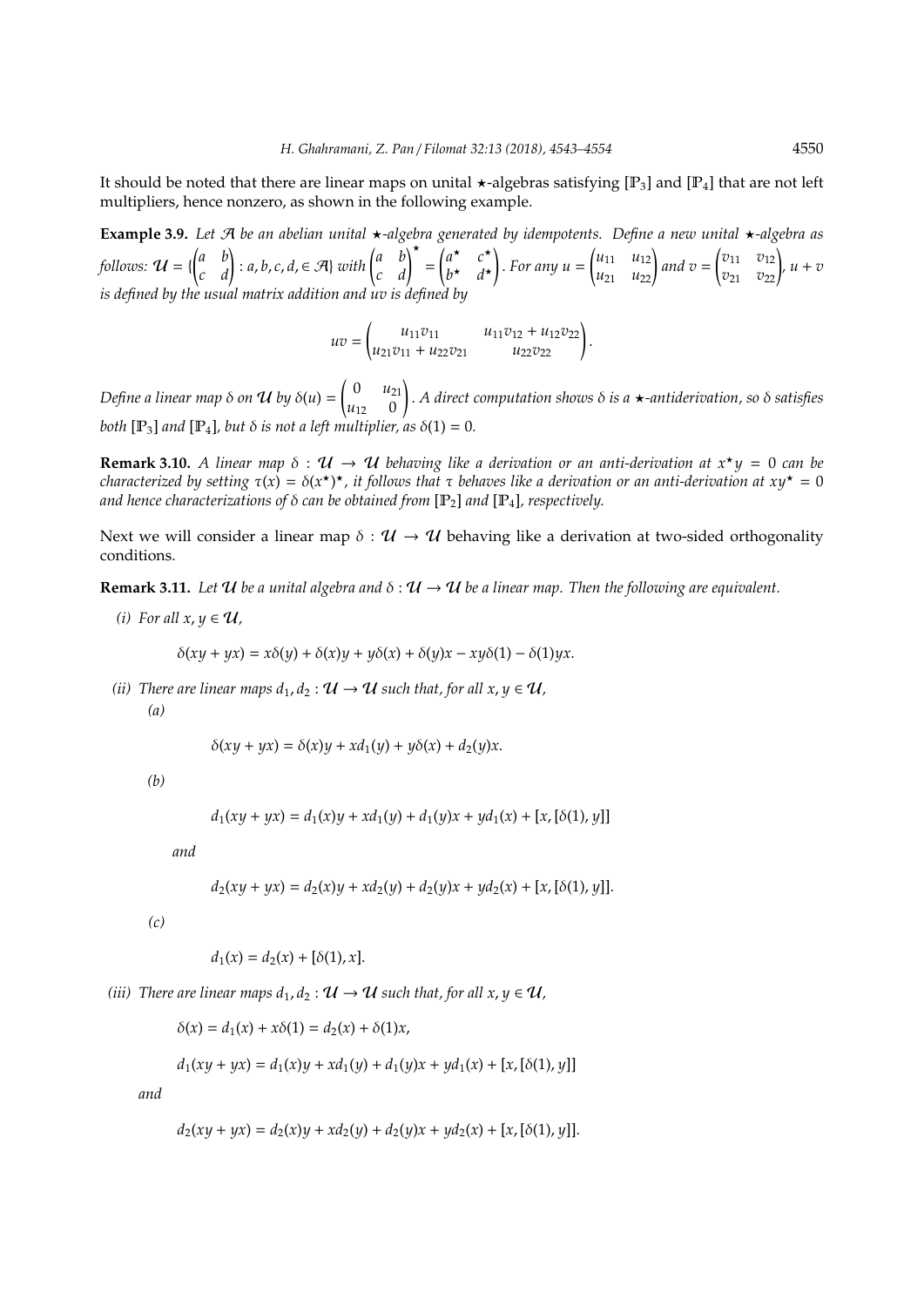It should be noted that there are linear maps on unital $\star$-algebras satisfying $[\mathbb{P}_3]$ and $[\mathbb{P}_4]$ that are not left multipliers, hence nonzero, as shown in the following example.

**Example 3.9.** *Let $\mathcal{A}$ be an abelian unital $\star$-algebra generated by idempotents. Define a new unital $\star$-algebra as follows: $\mathcal{U} = \{\begin{pmatrix} a & b \\ c & d \end{pmatrix} : a, b, c, d, \in \mathcal{A}\}$ with $\begin{pmatrix} a & b \\ c & d \end{pmatrix}^\star = \begin{pmatrix} a^\star & c^\star \\ b^\star & d^\star \end{pmatrix}$. For any $u = \begin{pmatrix} u_{11} & u_{12} \\ u_{21} & u_{22} \end{pmatrix}$ and $v = \begin{pmatrix} v_{11} & v_{12} \\ v_{21} & v_{22} \end{pmatrix}$, $u + v$ is defined by the usual matrix addition and $uv$ is defined by*

$$uv = \begin{pmatrix} u_{11}v_{11} & u_{11}v_{12} + u_{12}v_{22} \\ u_{21}v_{11} + u_{22}v_{21} & u_{22}v_{22} \end{pmatrix}.$$

*Define a linear map $\delta$ on $\mathcal{U}$ by $\delta(u) = \begin{pmatrix} 0 & u_{21} \\ u_{12} & 0 \end{pmatrix}$. A direct computation shows $\delta$ is a $\star$-antiderivation, so $\delta$ satisfies both $[\mathbb{P}_3]$ and $[\mathbb{P}_4]$, but $\delta$ is not a left multiplier, as $\delta(1) = 0$.*

**Remark 3.10.** *A linear map $\delta : \mathcal{U} \to \mathcal{U}$ behaving like a derivation or an anti-derivation at $x^\star y = 0$ can be characterized by setting $\tau(x) = \delta(x^\star)^\star$, it follows that $\tau$ behaves like a derivation or an anti-derivation at $xy^\star = 0$ and hence characterizations of $\delta$ can be obtained from $[\mathbb{P}_2]$ and $[\mathbb{P}_4]$, respectively.*

Next we will consider a linear map $\delta : \mathcal{U} \to \mathcal{U}$ behaving like a derivation at two-sided orthogonality conditions.

**Remark 3.11.** *Let $\mathcal{U}$ be a unital algebra and $\delta : \mathcal{U} \to \mathcal{U}$ be a linear map. Then the following are equivalent.*

*(i) For all $x, y \in \mathcal{U}$,*

$$\delta(xy + yx) = x\delta(y) + \delta(x)y + y\delta(x) + \delta(y)x - xy\delta(1) - \delta(1)yx.$$

*(ii) There are linear maps $d_1, d_2 : \mathcal{U} \to \mathcal{U}$ such that, for all $x, y \in \mathcal{U}$,*

*(a)*

$$\delta(xy + yx) = \delta(x)y + xd_1(y) + y\delta(x) + d_2(y)x.$$

*(b)*

$$d_1(xy + yx) = d_1(x)y + xd_1(y) + d_1(y)x + yd_1(x) + [x, [\delta(1), y]]$$

*and*

$$d_2(xy + yx) = d_2(x)y + xd_2(y) + d_2(y)x + yd_2(x) + [x, [\delta(1), y]].$$

*(c)*

$$d_1(x) = d_2(x) + [\delta(1), x].$$

*(iii) There are linear maps $d_1, d_2 : \mathcal{U} \to \mathcal{U}$ such that, for all $x, y \in \mathcal{U}$,*

$$\delta(x) = d_1(x) + x\delta(1) = d_2(x) + \delta(1)x,$$

$$d_1(xy + yx) = d_1(x)y + xd_1(y) + d_1(y)x + yd_1(x) + [x, [\delta(1), y]]$$

*and*

$$d_2(xy + yx) = d_2(x)y + xd_2(y) + d_2(y)x + yd_2(x) + [x, [\delta(1), y]].$$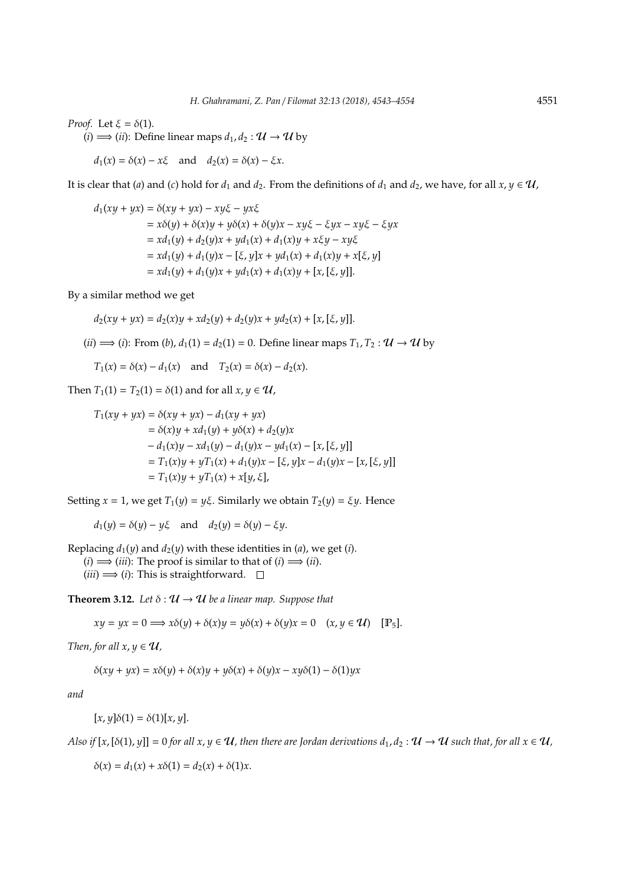*Proof.* Let $\xi = \delta(1)$.

$(i) \Longrightarrow (ii)$: Define linear maps $d_1, d_2 : \mathcal{U} \to \mathcal{U}$ by

$$d_1(x) = \delta(x) - x\xi \quad \text{and} \quad d_2(x) = \delta(x) - \xi x.$$

It is clear that $(a)$ and $(c)$ hold for $d_1$ and $d_2$. From the definitions of $d_1$ and $d_2$, we have, for all $x, y \in \mathcal{U}$,

$$\begin{aligned}
d_1(xy + yx) &= \delta(xy + yx) - xy\xi - yx\xi \\
&= x\delta(y) + \delta(x)y + y\delta(x) + \delta(y)x - xy\xi - \xi yx - xy\xi - \xi yx \\
&= xd_1(y) + d_2(y)x + yd_1(x) + d_1(x)y + x\xi y - xy\xi \\
&= xd_1(y) + d_1(y)x - [\xi, y]x + yd_1(x) + d_1(x)y + x[\xi, y] \\
&= xd_1(y) + d_1(y)x + yd_1(x) + d_1(x)y + [x, [\xi, y]].
\end{aligned}$$

By a similar method we get

$$d_2(xy + yx) = d_2(x)y + xd_2(y) + d_2(y)x + yd_2(x) + [x, [\xi, y]].$$

$(ii) \Longrightarrow (i)$: From $(b)$, $d_1(1) = d_2(1) = 0$. Define linear maps $T_1, T_2 : \mathcal{U} \to \mathcal{U}$ by

$$T_1(x) = \delta(x) - d_1(x) \quad \text{and} \quad T_2(x) = \delta(x) - d_2(x).$$

Then $T_1(1) = T_2(1) = \delta(1)$ and for all $x, y \in \mathcal{U}$,

$$\begin{aligned}
T_1(xy + yx) &= \delta(xy + yx) - d_1(xy + yx) \\
&= \delta(x)y + xd_1(y) + y\delta(x) + d_2(y)x \\
&\quad - d_1(x)y - xd_1(y) - d_1(y)x - yd_1(x) - [x, [\xi, y]] \\
&= T_1(x)y + yT_1(x) + d_1(y)x - [\xi, y]x - d_1(y)x - [x, [\xi, y]] \\
&= T_1(x)y + yT_1(x) + x[y, \xi],
\end{aligned}$$

Setting $x = 1$, we get $T_1(y) = y\xi$. Similarly we obtain $T_2(y) = \xi y$. Hence

$$d_1(y) = \delta(y) - y\xi \quad \text{and} \quad d_2(y) = \delta(y) - \xi y.$$

Replacing $d_1(y)$ and $d_2(y)$ with these identities in $(a)$, we get $(i)$.

$(i) \Longrightarrow (iii)$: The proof is similar to that of $(i) \Longrightarrow (ii)$.

$(iii) \Longrightarrow (i)$: This is straightforward. $\square$

**Theorem 3.12.** *Let $\delta : \mathcal{U} \to \mathcal{U}$ be a linear map. Suppose that*

$$xy = yx = 0 \Longrightarrow x\delta(y) + \delta(x)y = y\delta(x) + \delta(y)x = 0 \quad (x, y \in \mathcal{U}) \quad [\mathbb{P}_5].$$

*Then, for all $x, y \in \mathcal{U}$,*

$$\delta(xy + yx) = x\delta(y) + \delta(x)y + y\delta(x) + \delta(y)x - xy\delta(1) - \delta(1)yx$$

*and*

$$[x, y]\delta(1) = \delta(1)[x, y].$$

*Also if $[x, [\delta(1), y]] = 0$ for all $x, y \in \mathcal{U}$, then there are Jordan derivations $d_1, d_2 : \mathcal{U} \to \mathcal{U}$ such that, for all $x \in \mathcal{U}$,*

$$\delta(x) = d_1(x) + x\delta(1) = d_2(x) + \delta(1)x.$$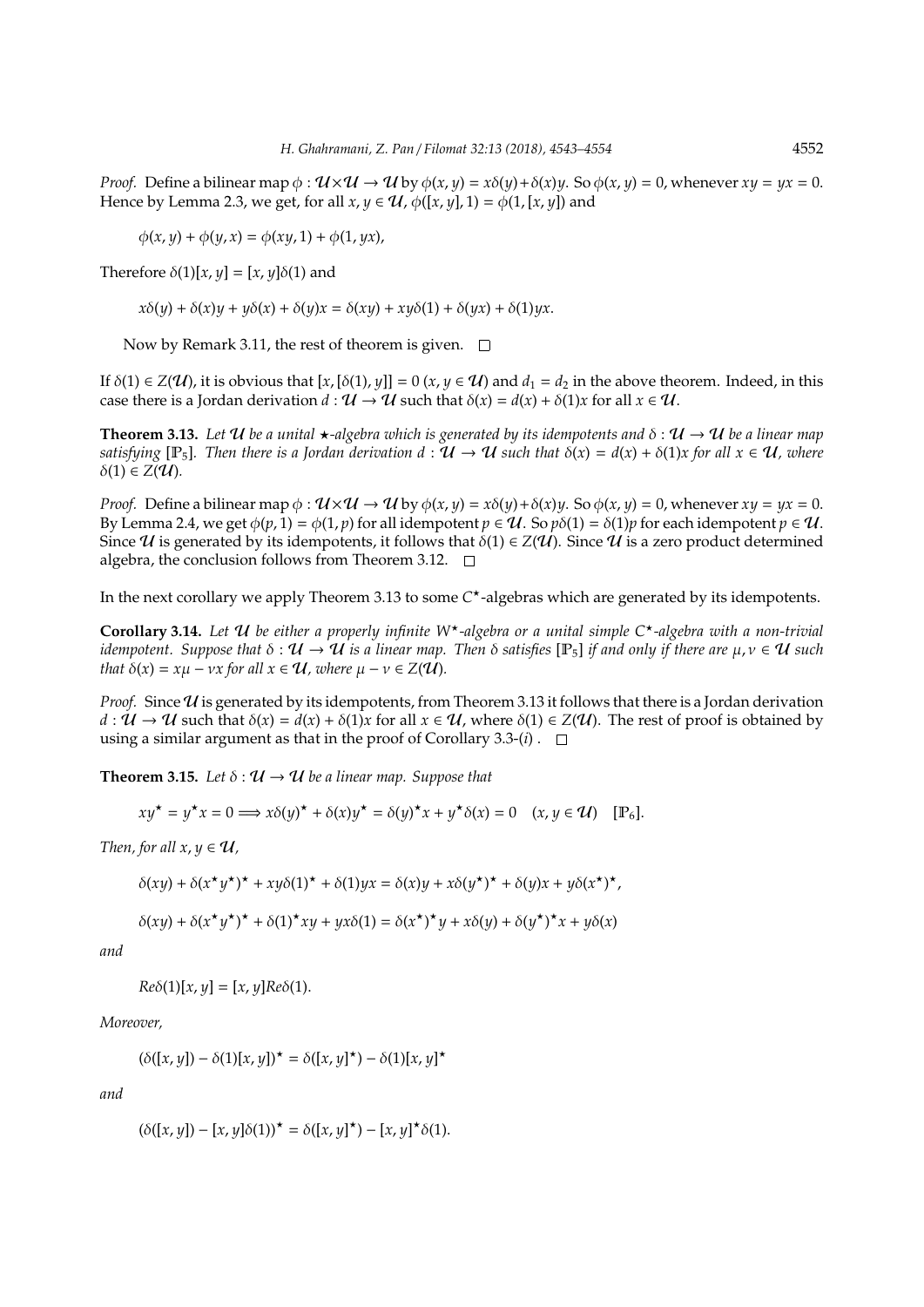*Proof.* Define a bilinear map $\phi : \mathcal{U}\times\mathcal{U} \to \mathcal{U}$ by $\phi(x,y) = x\delta(y)+\delta(x)y$. So $\phi(x,y) = 0$, whenever $xy = yx = 0$. Hence by Lemma 2.3, we get, for all $x, y \in \mathcal{U}$, $\phi([x,y],1) = \phi(1,[x,y])$ and

$$\phi(x,y) + \phi(y,x) = \phi(xy,1) + \phi(1,yx),$$

Therefore $\delta(1)[x,y] = [x,y]\delta(1)$ and

$$x\delta(y) + \delta(x)y + y\delta(x) + \delta(y)x = \delta(xy) + xy\delta(1) + \delta(yx) + \delta(1)yx.$$

Now by Remark 3.11, the rest of theorem is given. □

If $\delta(1) \in Z(\mathcal{U})$, it is obvious that $[x,[\delta(1),y]] = 0$ $(x,y \in \mathcal{U})$ and $d_1 = d_2$ in the above theorem. Indeed, in this case there is a Jordan derivation $d : \mathcal{U} \to \mathcal{U}$ such that $\delta(x) = d(x) + \delta(1)x$ for all $x \in \mathcal{U}$.

**Theorem 3.13.** *Let $\mathcal{U}$ be a unital $\star$-algebra which is generated by its idempotents and $\delta : \mathcal{U} \to \mathcal{U}$ be a linear map satisfying $[\mathbb{P}_5]$. Then there is a Jordan derivation $d : \mathcal{U} \to \mathcal{U}$ such that $\delta(x) = d(x) + \delta(1)x$ for all $x \in \mathcal{U}$, where $\delta(1) \in Z(\mathcal{U})$.*

*Proof.* Define a bilinear map $\phi : \mathcal{U}\times\mathcal{U} \to \mathcal{U}$ by $\phi(x,y) = x\delta(y)+\delta(x)y$. So $\phi(x,y) = 0$, whenever $xy = yx = 0$. By Lemma 2.4, we get $\phi(p,1) = \phi(1,p)$ for all idempotent $p \in \mathcal{U}$. So $p\delta(1) = \delta(1)p$ for each idempotent $p \in \mathcal{U}$. Since $\mathcal{U}$ is generated by its idempotents, it follows that $\delta(1) \in Z(\mathcal{U})$. Since $\mathcal{U}$ is a zero product determined algebra, the conclusion follows from Theorem 3.12. □

In the next corollary we apply Theorem 3.13 to some $C^\star$-algebras which are generated by its idempotents.

**Corollary 3.14.** *Let $\mathcal{U}$ be either a properly infinite $W^\star$-algebra or a unital simple $C^\star$-algebra with a non-trivial idempotent. Suppose that $\delta : \mathcal{U} \to \mathcal{U}$ is a linear map. Then $\delta$ satisfies $[\mathbb{P}_5]$ if and only if there are $\mu, \nu \in \mathcal{U}$ such that $\delta(x) = x\mu - \nu x$ for all $x \in \mathcal{U}$, where $\mu - \nu \in Z(\mathcal{U})$.*

*Proof.* Since $\mathcal{U}$ is generated by its idempotents, from Theorem 3.13 it follows that there is a Jordan derivation $d : \mathcal{U} \to \mathcal{U}$ such that $\delta(x) = d(x) + \delta(1)x$ for all $x \in \mathcal{U}$, where $\delta(1) \in Z(\mathcal{U})$. The rest of proof is obtained by using a similar argument as that in the proof of Corollary 3.3-$(i)$ . □

**Theorem 3.15.** *Let $\delta : \mathcal{U} \to \mathcal{U}$ be a linear map. Suppose that*

$$xy^\star = y^\star x = 0 \Longrightarrow x\delta(y)^\star + \delta(x)y^\star = \delta(y)^\star x + y^\star\delta(x) = 0 \quad (x,y \in \mathcal{U}) \quad [\mathbb{P}_6].$$

*Then, for all $x, y \in \mathcal{U}$,*

$$\delta(xy) + \delta(x^\star y^\star)^\star + xy\delta(1)^\star + \delta(1)yx = \delta(x)y + x\delta(y^\star)^\star + \delta(y)x + y\delta(x^\star)^\star,$$

$$\delta(xy) + \delta(x^\star y^\star)^\star + \delta(1)^\star xy + yx\delta(1) = \delta(x^\star)^\star y + x\delta(y) + \delta(y^\star)^\star x + y\delta(x)$$

*and*

$$Re\delta(1)[x,y] = [x,y]Re\delta(1).$$

*Moreover,*

$$(\delta([x,y]) - \delta(1)[x,y])^\star = \delta([x,y]^\star) - \delta(1)[x,y]^\star$$

*and*

$$(\delta([x,y]) - [x,y]\delta(1))^\star = \delta([x,y]^\star) - [x,y]^\star\delta(1).$$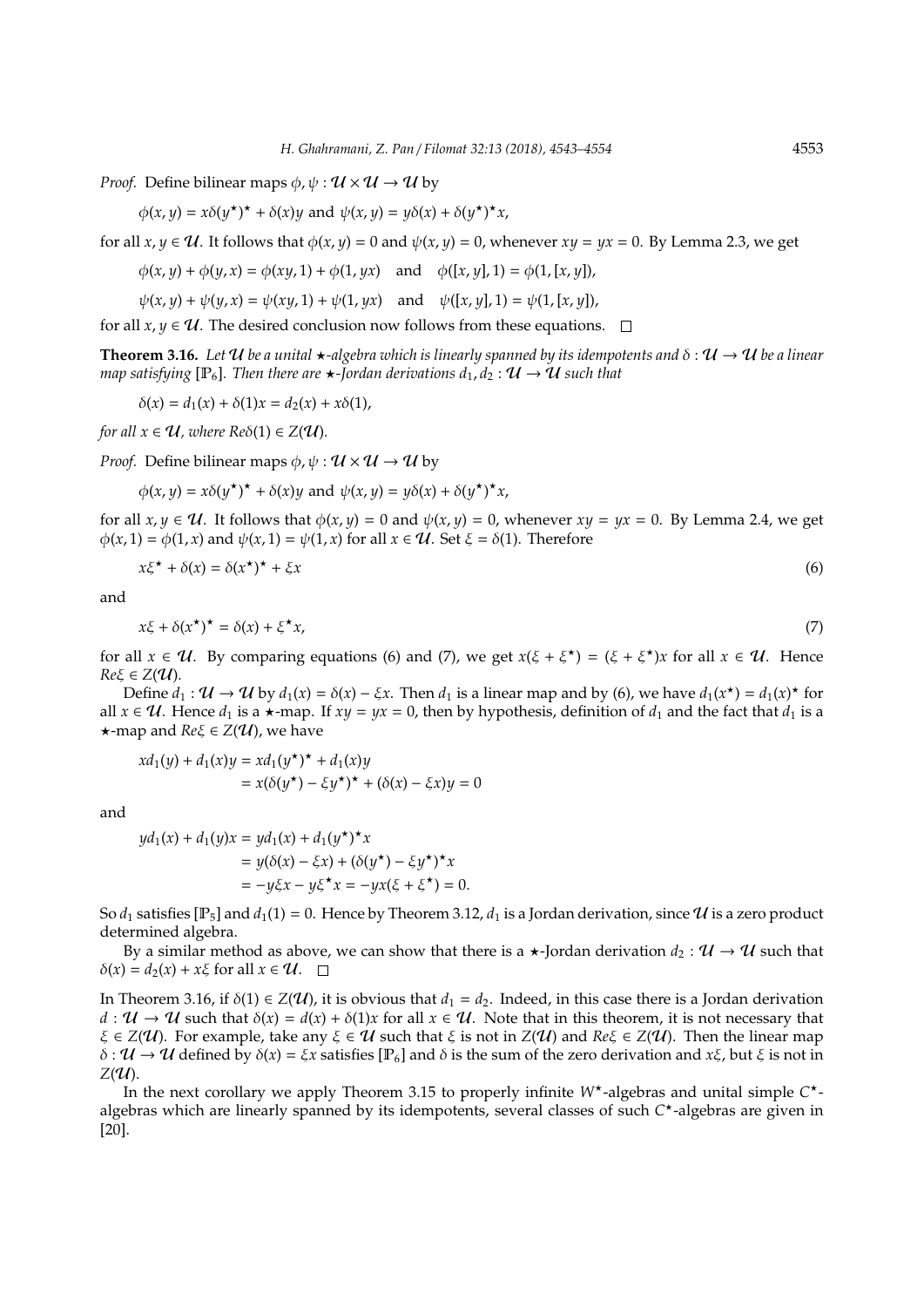*Proof.* Define bilinear maps $\phi, \psi : \mathcal{U} \times \mathcal{U} \to \mathcal{U}$ by

$$\phi(x, y) = x\delta(y^\star)^\star + \delta(x)y \text{ and } \psi(x, y) = y\delta(x) + \delta(y^\star)^\star x,$$

for all $x, y \in \mathcal{U}$. It follows that $\phi(x, y) = 0$ and $\psi(x, y) = 0$, whenever $xy = yx = 0$. By Lemma 2.3, we get

$$\phi(x, y) + \phi(y, x) = \phi(xy, 1) + \phi(1, yx) \quad \text{and} \quad \phi([x, y], 1) = \phi(1, [x, y]),$$

$$\psi(x, y) + \psi(y, x) = \psi(xy, 1) + \psi(1, yx) \quad \text{and} \quad \psi([x, y], 1) = \psi(1, [x, y]),$$

for all $x, y \in \mathcal{U}$. The desired conclusion now follows from these equations. □

**Theorem 3.16.** *Let $\mathcal{U}$ be a unital $\star$-algebra which is linearly spanned by its idempotents and $\delta : \mathcal{U} \to \mathcal{U}$ be a linear map satisfying $[\mathbb{P}_6]$. Then there are $\star$-Jordan derivations $d_1, d_2 : \mathcal{U} \to \mathcal{U}$ such that*

$$\delta(x) = d_1(x) + \delta(1)x = d_2(x) + x\delta(1),$$

*for all $x \in \mathcal{U}$, where $Re\delta(1) \in Z(\mathcal{U})$.*

*Proof.* Define bilinear maps $\phi, \psi : \mathcal{U} \times \mathcal{U} \to \mathcal{U}$ by

$$\phi(x, y) = x\delta(y^\star)^\star + \delta(x)y \text{ and } \psi(x, y) = y\delta(x) + \delta(y^\star)^\star x,$$

for all $x, y \in \mathcal{U}$. It follows that $\phi(x, y) = 0$ and $\psi(x, y) = 0$, whenever $xy = yx = 0$. By Lemma 2.4, we get $\phi(x, 1) = \phi(1, x)$ and $\psi(x, 1) = \psi(1, x)$ for all $x \in \mathcal{U}$. Set $\xi = \delta(1)$. Therefore

$$x\xi^\star + \delta(x) = \delta(x^\star)^\star + \xi x \tag{6}$$

and

$$x\xi + \delta(x^\star)^\star = \delta(x) + \xi^\star x, \tag{7}$$

for all $x \in \mathcal{U}$. By comparing equations (6) and (7), we get $x(\xi + \xi^\star) = (\xi + \xi^\star)x$ for all $x \in \mathcal{U}$. Hence $Re\xi \in Z(\mathcal{U})$.

Define $d_1 : \mathcal{U} \to \mathcal{U}$ by $d_1(x) = \delta(x) - \xi x$. Then $d_1$ is a linear map and by (6), we have $d_1(x^\star) = d_1(x)^\star$ for all $x \in \mathcal{U}$. Hence $d_1$ is a $\star$-map. If $xy = yx = 0$, then by hypothesis, definition of $d_1$ and the fact that $d_1$ is a $\star$-map and $Re\xi \in Z(\mathcal{U})$, we have

$$\begin{aligned} xd_1(y) + d_1(x)y &= xd_1(y^\star)^\star + d_1(x)y \\ &= x(\delta(y^\star) - \xi y^\star)^\star + (\delta(x) - \xi x)y = 0 \end{aligned}$$

and

$$\begin{aligned} yd_1(x) + d_1(y)x &= yd_1(x) + d_1(y^\star)^\star x \\ &= y(\delta(x) - \xi x) + (\delta(y^\star) - \xi y^\star)^\star x \\ &= -y\xi x - y\xi^\star x = -yx(\xi + \xi^\star) = 0. \end{aligned}$$

So $d_1$ satisfies $[\mathbb{P}_5]$ and $d_1(1) = 0$. Hence by Theorem 3.12, $d_1$ is a Jordan derivation, since $\mathcal{U}$ is a zero product determined algebra.

By a similar method as above, we can show that there is a $\star$-Jordan derivation $d_2 : \mathcal{U} \to \mathcal{U}$ such that $\delta(x) = d_2(x) + x\xi$ for all $x \in \mathcal{U}$. □

In Theorem 3.16, if $\delta(1) \in Z(\mathcal{U})$, it is obvious that $d_1 = d_2$. Indeed, in this case there is a Jordan derivation $d : \mathcal{U} \to \mathcal{U}$ such that $\delta(x) = d(x) + \delta(1)x$ for all $x \in \mathcal{U}$. Note that in this theorem, it is not necessary that $\xi \in Z(\mathcal{U})$. For example, take any $\xi \in \mathcal{U}$ such that $\xi$ is not in $Z(\mathcal{U})$ and $Re\xi \in Z(\mathcal{U})$. Then the linear map $\delta : \mathcal{U} \to \mathcal{U}$ defined by $\delta(x) = \xi x$ satisfies $[\mathbb{P}_6]$ and $\delta$ is the sum of the zero derivation and $x\xi$, but $\xi$ is not in $Z(\mathcal{U})$.

In the next corollary we apply Theorem 3.15 to properly infinite $W^\star$-algebras and unital simple $C^\star$-algebras which are linearly spanned by its idempotents, several classes of such $C^\star$-algebras are given in [20].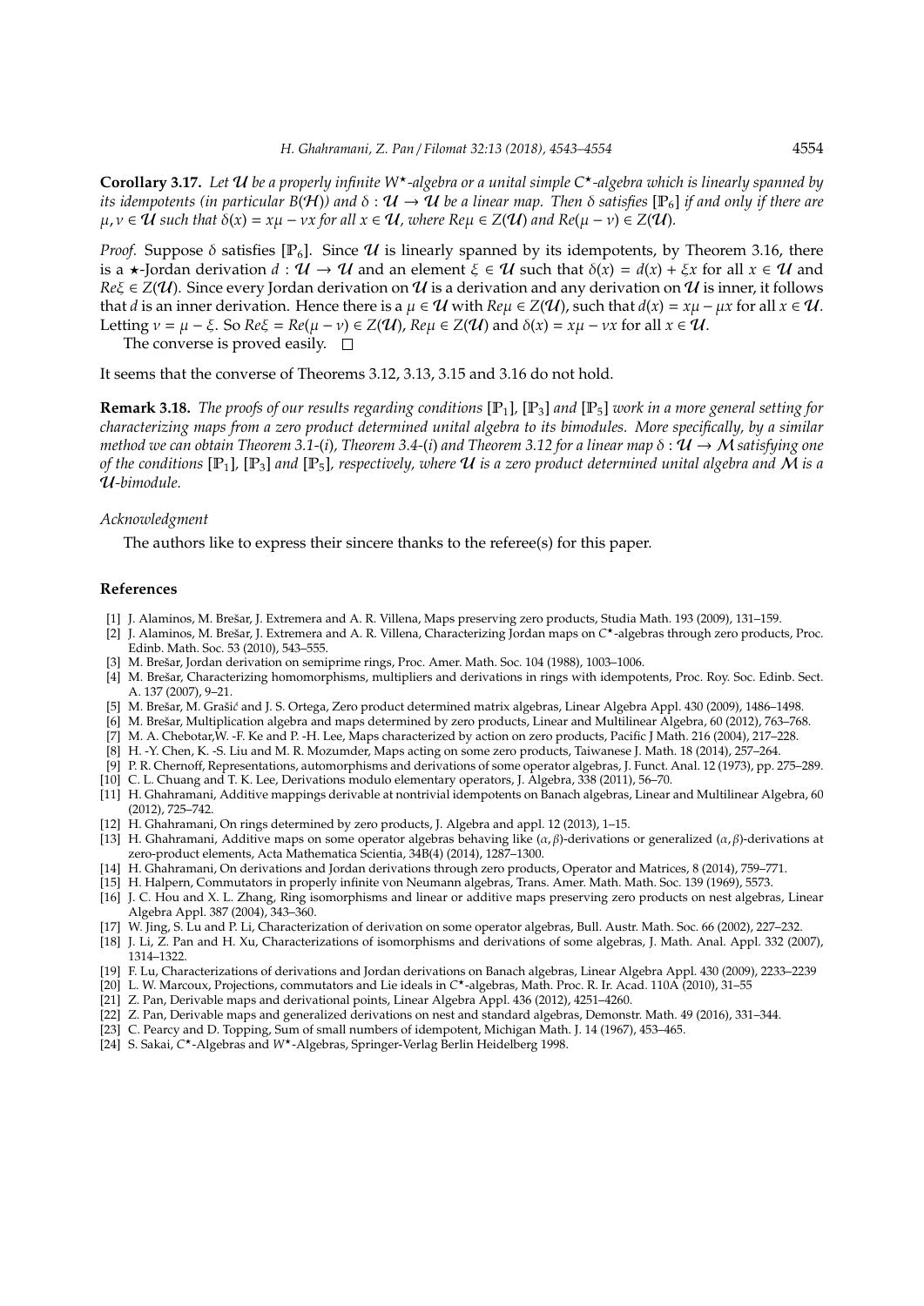**Corollary 3.17.** *Let $\mathcal{U}$ be a properly infinite $W^\star$-algebra or a unital simple $C^\star$-algebra which is linearly spanned by its idempotents (in particular $B(\mathcal{H})$) and $\delta : \mathcal{U} \to \mathcal{U}$ be a linear map. Then $\delta$ satisfies $[\mathbb{P}_6]$ if and only if there are $\mu, \nu \in \mathcal{U}$ such that $\delta(x) = x\mu - \nu x$ for all $x \in \mathcal{U}$, where $Re\mu \in Z(\mathcal{U})$ and $Re(\mu - \nu) \in Z(\mathcal{U})$.*

*Proof.* Suppose $\delta$ satisfies $[\mathbb{P}_6]$. Since $\mathcal{U}$ is linearly spanned by its idempotents, by Theorem 3.16, there is a $\star$-Jordan derivation $d : \mathcal{U} \to \mathcal{U}$ and an element $\xi \in \mathcal{U}$ such that $\delta(x) = d(x) + \xi x$ for all $x \in \mathcal{U}$ and $Re\xi \in Z(\mathcal{U})$. Since every Jordan derivation on $\mathcal{U}$ is a derivation and any derivation on $\mathcal{U}$ is inner, it follows that $d$ is an inner derivation. Hence there is a $\mu \in \mathcal{U}$ with $Re\mu \in Z(\mathcal{U})$, such that $d(x) = x\mu - \mu x$ for all $x \in \mathcal{U}$. Letting $\nu = \mu - \xi$. So $Re\xi = Re(\mu - \nu) \in Z(\mathcal{U})$, $Re\mu \in Z(\mathcal{U})$ and $\delta(x) = x\mu - \nu x$ for all $x \in \mathcal{U}$.

The converse is proved easily. □

It seems that the converse of Theorems 3.12, 3.13, 3.15 and 3.16 do not hold.

**Remark 3.18.** *The proofs of our results regarding conditions $[\mathbb{P}_1]$, $[\mathbb{P}_3]$ and $[\mathbb{P}_5]$ work in a more general setting for characterizing maps from a zero product determined unital algebra to its bimodules. More specifically, by a similar method we can obtain Theorem 3.1-(i), Theorem 3.4-(i) and Theorem 3.12 for a linear map $\delta : \mathcal{U} \to \mathcal{M}$ satisfying one of the conditions $[\mathbb{P}_1]$, $[\mathbb{P}_3]$ and $[\mathbb{P}_5]$, respectively, where $\mathcal{U}$ is a zero product determined unital algebra and $\mathcal{M}$ is a $\mathcal{U}$-bimodule.*

*Acknowledgment*

The authors like to express their sincere thanks to the referee(s) for this paper.

## References

[1] J. Alaminos, M. Brešar, J. Extremera and A. R. Villena, Maps preserving zero products, Studia Math. 193 (2009), 131–159.

[2] J. Alaminos, M. Brešar, J. Extremera and A. R. Villena, Characterizing Jordan maps on $C^\star$-algebras through zero products, Proc. Edinb. Math. Soc. 53 (2010), 543–555.

[3] M. Brešar, Jordan derivation on semiprime rings, Proc. Amer. Math. Soc. 104 (1988), 1003–1006.

[4] M. Brešar, Characterizing homomorphisms, multipliers and derivations in rings with idempotents, Proc. Roy. Soc. Edinb. Sect. A. 137 (2007), 9–21.

[5] M. Brešar, M. Grašič and J. S. Ortega, Zero product determined matrix algebras, Linear Algebra Appl. 430 (2009), 1486–1498.

[6] M. Brešar, Multiplication algebra and maps determined by zero products, Linear and Multilinear Algebra, 60 (2012), 763–768.

[7] M. A. Chebotar,W. -F. Ke and P. -H. Lee, Maps characterized by action on zero products, Pacific J Math. 216 (2004), 217–228.

[8] H. -Y. Chen, K. -S. Liu and M. R. Mozumder, Maps acting on some zero products, Taiwanese J. Math. 18 (2014), 257–264.

[9] P. R. Chernoff, Representations, automorphisms and derivations of some operator algebras, J. Funct. Anal. 12 (1973), pp. 275–289.

[10] C. L. Chuang and T. K. Lee, Derivations modulo elementary operators, J. Algebra, 338 (2011), 56–70.

[11] H. Ghahramani, Additive mappings derivable at nontrivial idempotents on Banach algebras, Linear and Multilinear Algebra, 60 (2012), 725–742.

[12] H. Ghahramani, On rings determined by zero products, J. Algebra and appl. 12 (2013), 1–15.

[13] H. Ghahramani, Additive maps on some operator algebras behaving like $(\alpha, \beta)$-derivations or generalized $(\alpha, \beta)$-derivations at zero-product elements, Acta Mathematica Scientia, 34B(4) (2014), 1287–1300.

[14] H. Ghahramani, On derivations and Jordan derivations through zero products, Operator and Matrices, 8 (2014), 759–771.

[15] H. Halpern, Commutators in properly infinite von Neumann algebras, Trans. Amer. Math. Math. Soc. 139 (1969), 5573.

[16] J. C. Hou and X. L. Zhang, Ring isomorphisms and linear or additive maps preserving zero products on nest algebras, Linear Algebra Appl. 387 (2004), 343–360.

[17] W. Jing, S. Lu and P. Li, Characterization of derivation on some operator algebras, Bull. Austr. Math. Soc. 66 (2002), 227–232.

[18] J. Li, Z. Pan and H. Xu, Characterizations of isomorphisms and derivations of some algebras, J. Math. Anal. Appl. 332 (2007), 1314–1322.

[19] F. Lu, Characterizations of derivations and Jordan derivations on Banach algebras, Linear Algebra Appl. 430 (2009), 2233–2239

[20] L. W. Marcoux, Projections, commutators and Lie ideals in $C^\star$-algebras, Math. Proc. R. Ir. Acad. 110A (2010), 31–55

[21] Z. Pan, Derivable maps and derivational points, Linear Algebra Appl. 436 (2012), 4251–4260.

[22] Z. Pan, Derivable maps and generalized derivations on nest and standard algebras, Demonstr. Math. 49 (2016), 331–344.

[23] C. Pearcy and D. Topping, Sum of small numbers of idempotent, Michigan Math. J. 14 (1967), 453–465.

[24] S. Sakai, $C^\star$-Algebras and $W^\star$-Algebras, Springer-Verlag Berlin Heidelberg 1998.